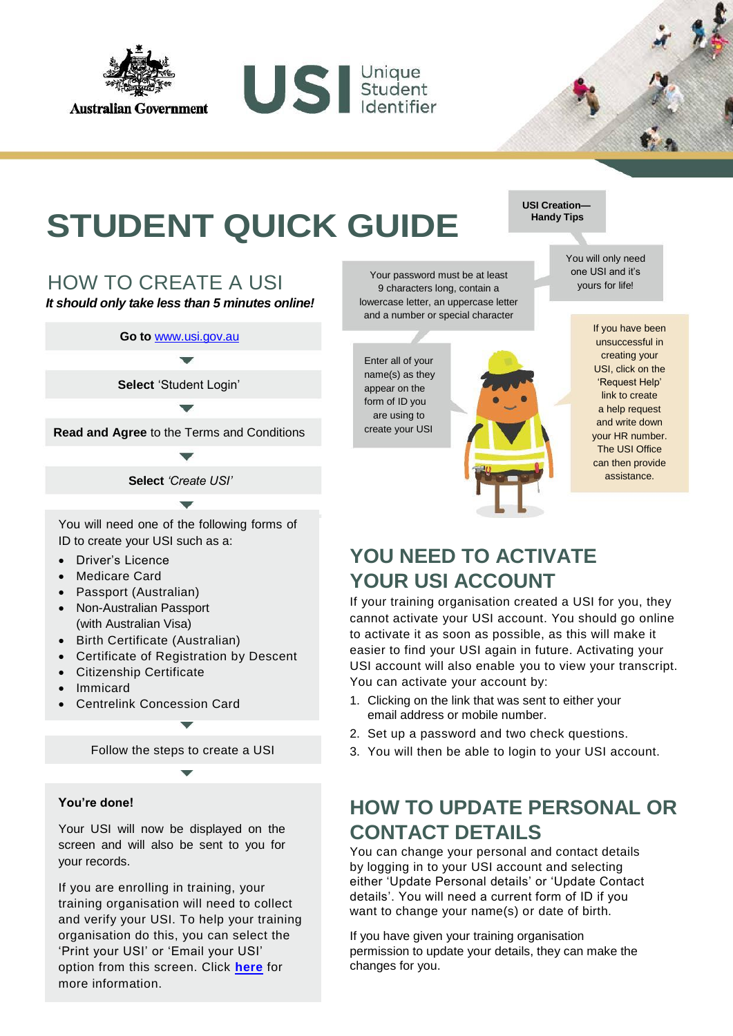Australian Government

USI Unique Student Identifier

# STUDENT QUICK GUIDE

## HOW TO CREATE A USI

***It should only take less than 5 minutes online!***

**Go to** www.usi.gov.au

**Select** 'Student Login'

**Read and Agree** to the Terms and Conditions

**Select** *'Create USI'*

You will need one of the following forms of ID to create your USI such as a:

- Driver's Licence
- Medicare Card
- Passport (Australian)
- Non-Australian Passport (with Australian Visa)
- Birth Certificate (Australian)
- Certificate of Registration by Descent
- Citizenship Certificate
- Immicard
- Centrelink Concession Card

Follow the steps to create a USI

**You're done!**

Your USI will now be displayed on the screen and will also be sent to you for your records.

If you are enrolling in training, your training organisation will need to collect and verify your USI. To help your training organisation do this, you can select the 'Print your USI' or 'Email your USI' option from this screen. Click **here** for more information.

**USI Creation— Handy Tips**

You will only need one USI and it's yours for life!

Your password must be at least 9 characters long, contain a lowercase letter, an uppercase letter and a number or special character

Enter all of your name(s) as they appear on the form of ID you are using to create your USI

If you have been unsuccessful in creating your USI, click on the 'Request Help' link to create a help request and write down your HR number. The USI Office can then provide assistance.

## YOU NEED TO ACTIVATE YOUR USI ACCOUNT

If your training organisation created a USI for you, they cannot activate your USI account. You should go online to activate it as soon as possible, as this will make it easier to find your USI again in future. Activating your USI account will also enable you to view your transcript. You can activate your account by:

1. Clicking on the link that was sent to either your email address or mobile number.
2. Set up a password and two check questions.
3. You will then be able to login to your USI account.

## HOW TO UPDATE PERSONAL OR CONTACT DETAILS

You can change your personal and contact details by logging in to your USI account and selecting either 'Update Personal details' or 'Update Contact details'. You will need a current form of ID if you want to change your name(s) or date of birth.

If you have given your training organisation permission to update your details, they can make the changes for you.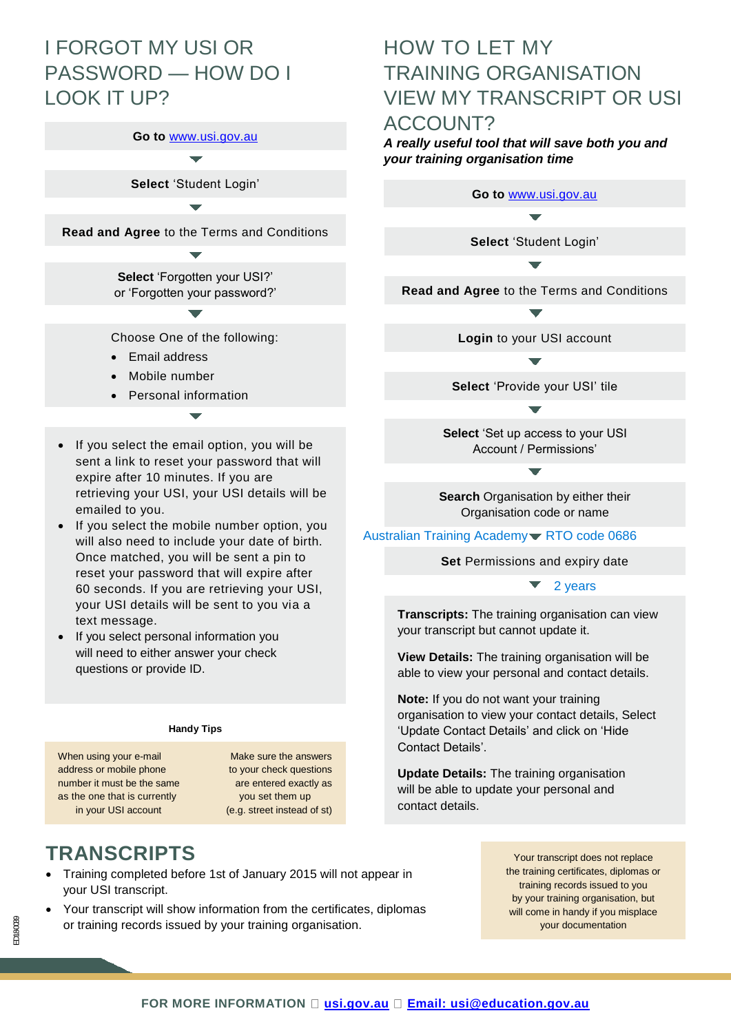# I FORGOT MY USI OR PASSWORD — HOW DO I LOOK IT UP?

**Go to** www.usi.gov.au

**Select** 'Student Login'

**Read and Agree** to the Terms and Conditions

**Select** 'Forgotten your USI?' or 'Forgotten your password?'

Choose One of the following:

- Email address
- Mobile number
- Personal information

- If you select the email option, you will be sent a link to reset your password that will expire after 10 minutes. If you are retrieving your USI, your USI details will be emailed to you.
- If you select the mobile number option, you will also need to include your date of birth. Once matched, you will be sent a pin to reset your password that will expire after 60 seconds. If you are retrieving your USI, your USI details will be sent to you via a text message.
- If you select personal information you will need to either answer your check questions or provide ID.

**Handy Tips**

When using your e-mail address or mobile phone number it must be the same as the one that is currently in your USI account

Make sure the answers to your check questions are entered exactly as you set them up (e.g. street instead of st)

# HOW TO LET MY TRAINING ORGANISATION VIEW MY TRANSCRIPT OR USI ACCOUNT?

***A really useful tool that will save both you and your training organisation time***

**Go to** www.usi.gov.au

**Select** 'Student Login'

**Read and Agree** to the Terms and Conditions

**Login** to your USI account

**Select** 'Provide your USI' tile

**Select** 'Set up access to your USI Account / Permissions'

**Search** Organisation by either their Organisation code or name

Australian Training Academy RTO code 0686

**Set** Permissions and expiry date

2 years

**Transcripts:** The training organisation can view your transcript but cannot update it.

**View Details:** The training organisation will be able to view your personal and contact details.

**Note:** If you do not want your training organisation to view your contact details, Select 'Update Contact Details' and click on 'Hide Contact Details'.

**Update Details:** The training organisation will be able to update your personal and contact details.

# TRANSCRIPTS

- Training completed before 1st of January 2015 will not appear in your USI transcript.
- Your transcript will show information from the certificates, diplomas or training records issued by your training organisation.

Your transcript does not replace the training certificates, diplomas or training records issued to you by your training organisation, but will come in handy if you misplace your documentation

ED18009

**FOR MORE INFORMATION** usi.gov.au Email: usi@education.gov.au